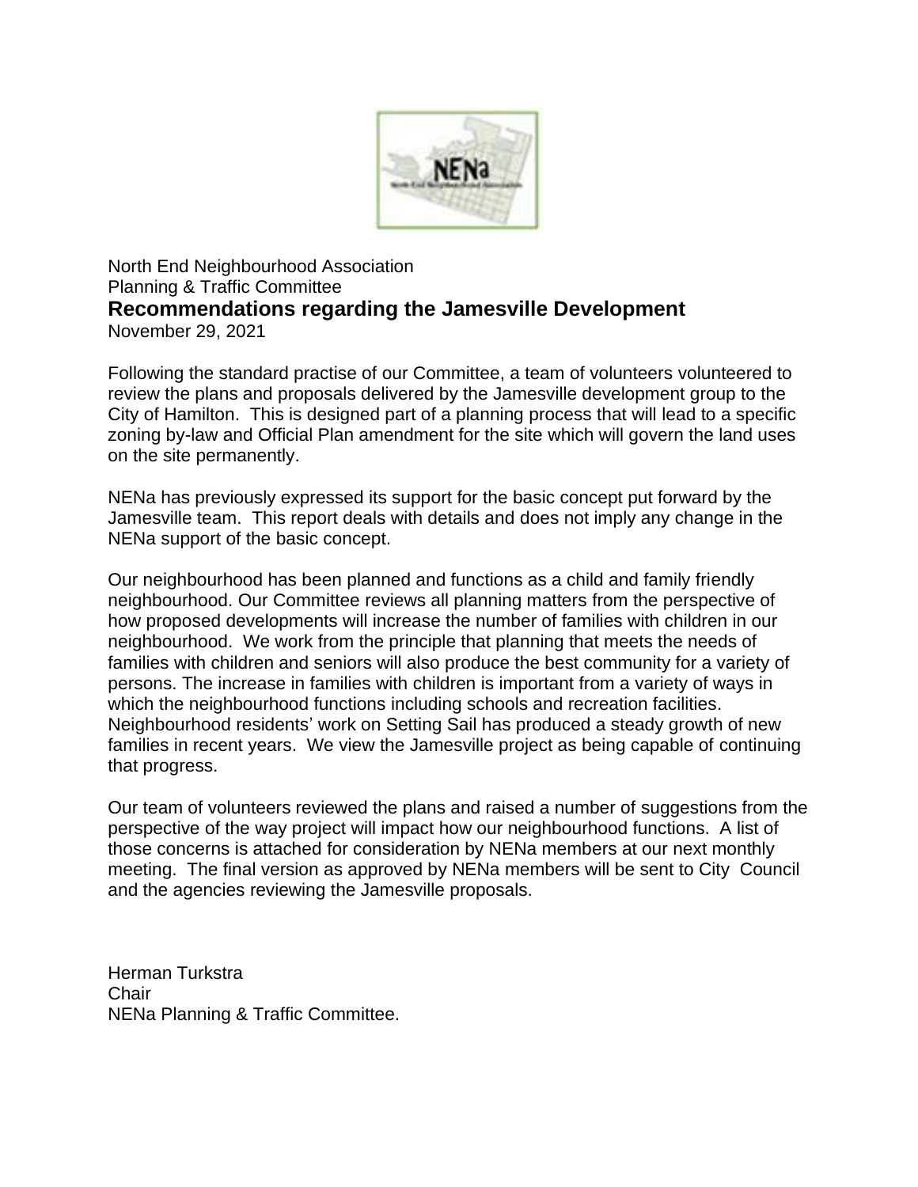North End Neighbourhood Association
Planning & Traffic Committee

## Recommendations regarding the Jamesville Development

November 29, 2021

Following the standard practise of our Committee, a team of volunteers volunteered to review the plans and proposals delivered by the Jamesville development group to the City of Hamilton. This is designed part of a planning process that will lead to a specific zoning by-law and Official Plan amendment for the site which will govern the land uses on the site permanently.

NENa has previously expressed its support for the basic concept put forward by the Jamesville team. This report deals with details and does not imply any change in the NENa support of the basic concept.

Our neighbourhood has been planned and functions as a child and family friendly neighbourhood. Our Committee reviews all planning matters from the perspective of how proposed developments will increase the number of families with children in our neighbourhood. We work from the principle that planning that meets the needs of families with children and seniors will also produce the best community for a variety of persons. The increase in families with children is important from a variety of ways in which the neighbourhood functions including schools and recreation facilities. Neighbourhood residents' work on Setting Sail has produced a steady growth of new families in recent years. We view the Jamesville project as being capable of continuing that progress.

Our team of volunteers reviewed the plans and raised a number of suggestions from the perspective of the way project will impact how our neighbourhood functions. A list of those concerns is attached for consideration by NENa members at our next monthly meeting. The final version as approved by NENa members will be sent to City Council and the agencies reviewing the Jamesville proposals.

Herman Turkstra
Chair
NENa Planning & Traffic Committee.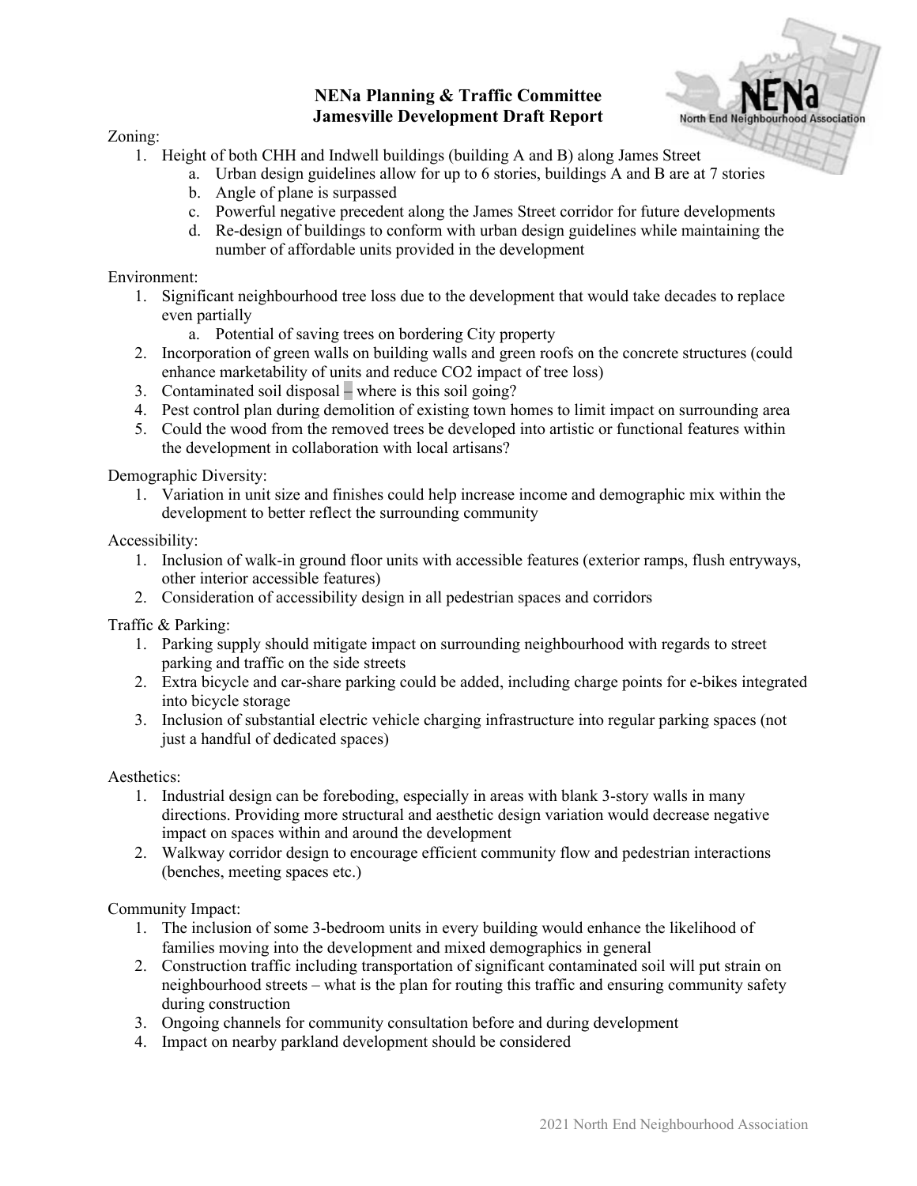# NENa Planning & Traffic Committee
## Jamesville Development Draft Report

Zoning:

1. Height of both CHH and Indwell buildings (building A and B) along James Street
   a. Urban design guidelines allow for up to 6 stories, buildings A and B are at 7 stories
   b. Angle of plane is surpassed
   c. Powerful negative precedent along the James Street corridor for future developments
   d. Re-design of buildings to conform with urban design guidelines while maintaining the number of affordable units provided in the development

Environment:

1. Significant neighbourhood tree loss due to the development that would take decades to replace even partially
   a. Potential of saving trees on bordering City property
2. Incorporation of green walls on building walls and green roofs on the concrete structures (could enhance marketability of units and reduce $CO_2$ impact of tree loss)
3. Contaminated soil disposal – where is this soil going?
4. Pest control plan during demolition of existing town homes to limit impact on surrounding area
5. Could the wood from the removed trees be developed into artistic or functional features within the development in collaboration with local artisans?

Demographic Diversity:

1. Variation in unit size and finishes could help increase income and demographic mix within the development to better reflect the surrounding community

Accessibility:

1. Inclusion of walk-in ground floor units with accessible features (exterior ramps, flush entryways, other interior accessible features)
2. Consideration of accessibility design in all pedestrian spaces and corridors

Traffic & Parking:

1. Parking supply should mitigate impact on surrounding neighbourhood with regards to street parking and traffic on the side streets
2. Extra bicycle and car-share parking could be added, including charge points for e-bikes integrated into bicycle storage
3. Inclusion of substantial electric vehicle charging infrastructure into regular parking spaces (not just a handful of dedicated spaces)

Aesthetics:

1. Industrial design can be foreboding, especially in areas with blank 3-story walls in many directions. Providing more structural and aesthetic design variation would decrease negative impact on spaces within and around the development
2. Walkway corridor design to encourage efficient community flow and pedestrian interactions (benches, meeting spaces etc.)

Community Impact:

1. The inclusion of some 3-bedroom units in every building would enhance the likelihood of families moving into the development and mixed demographics in general
2. Construction traffic including transportation of significant contaminated soil will put strain on neighbourhood streets – what is the plan for routing this traffic and ensuring community safety during construction
3. Ongoing channels for community consultation before and during development
4. Impact on nearby parkland development should be considered

2021 North End Neighbourhood Association